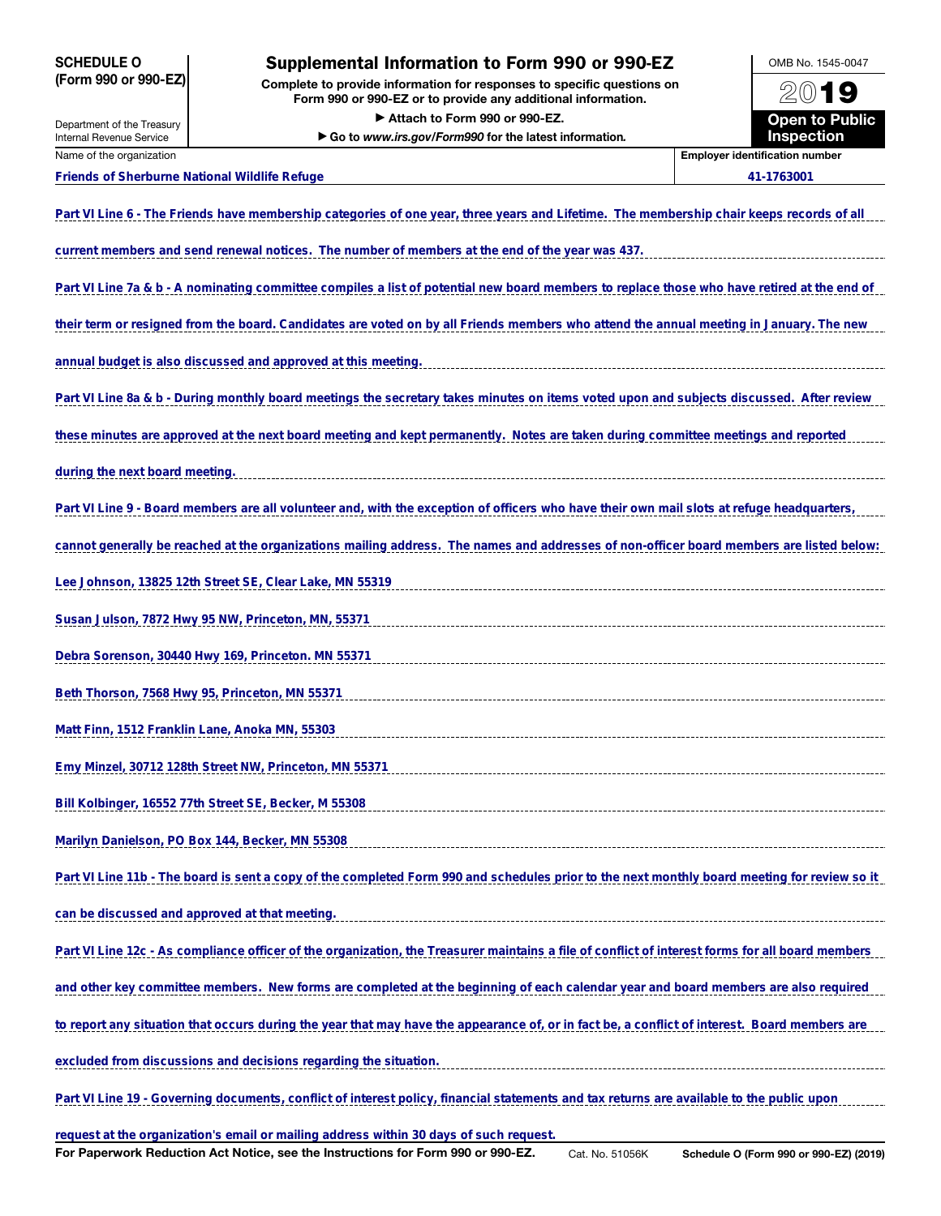**SCHEDULE O (Form 990 or 990-EZ)**

Department of the Treasury
Internal Revenue Service

# Supplemental Information to Form 990 or 990-EZ

**Complete to provide information for responses to specific questions on Form 990 or 990-EZ or to provide any additional information.**

**▶ Attach to Form 990 or 990-EZ.**

**▶ Go to *www.irs.gov/Form990* for the latest information.**

OMB No. 1545-0047

**2019**

**Open to Public Inspection**

| Name of the organization | Employer identification number |
|---|---|
| Friends of Sherburne National Wildlife Refuge | 41-1763001 |

Part VI Line 6 - The Friends have membership categories of one year, three years and Lifetime. The membership chair keeps records of all current members and send renewal notices. The number of members at the end of the year was 437.

Part VI Line 7a & b - A nominating committee compiles a list of potential new board members to replace those who have retired at the end of their term or resigned from the board. Candidates are voted on by all Friends members who attend the annual meeting in January. The new annual budget is also discussed and approved at this meeting.

Part VI Line 8a & b - During monthly board meetings the secretary takes minutes on items voted upon and subjects discussed. After review these minutes are approved at the next board meeting and kept permanently. Notes are taken during committee meetings and reported during the next board meeting.

Part VI Line 9 - Board members are all volunteer and, with the exception of officers who have their own mail slots at refuge headquarters, cannot generally be reached at the organizations mailing address. The names and addresses of non-officer board members are listed below:

Lee Johnson, 13825 12th Street SE, Clear Lake, MN 55319

Susan Julson, 7872 Hwy 95 NW, Princeton, MN, 55371

Debra Sorenson, 30440 Hwy 169, Princeton. MN 55371

Beth Thorson, 7568 Hwy 95, Princeton, MN 55371

Matt Finn, 1512 Franklin Lane, Anoka MN, 55303

Emy Minzel, 30712 128th Street NW, Princeton, MN 55371

Bill Kolbinger, 16552 77th Street SE, Becker, M 55308

Marilyn Danielson, PO Box 144, Becker, MN 55308

Part VI Line 11b - The board is sent a copy of the completed Form 990 and schedules prior to the next monthly board meeting for review so it can be discussed and approved at that meeting.

Part VI Line 12c - As compliance officer of the organization, the Treasurer maintains a file of conflict of interest forms for all board members and other key committee members. New forms are completed at the beginning of each calendar year and board members are also required to report any situation that occurs during the year that may have the appearance of, or in fact be, a conflict of interest. Board members are excluded from discussions and decisions regarding the situation.

Part VI Line 19 - Governing documents, conflict of interest policy, financial statements and tax returns are available to the public upon request at the organization's email or mailing address within 30 days of such request.

**For Paperwork Reduction Act Notice, see the Instructions for Form 990 or 990-EZ.** Cat. No. 51056K **Schedule O (Form 990 or 990-EZ) (2019)**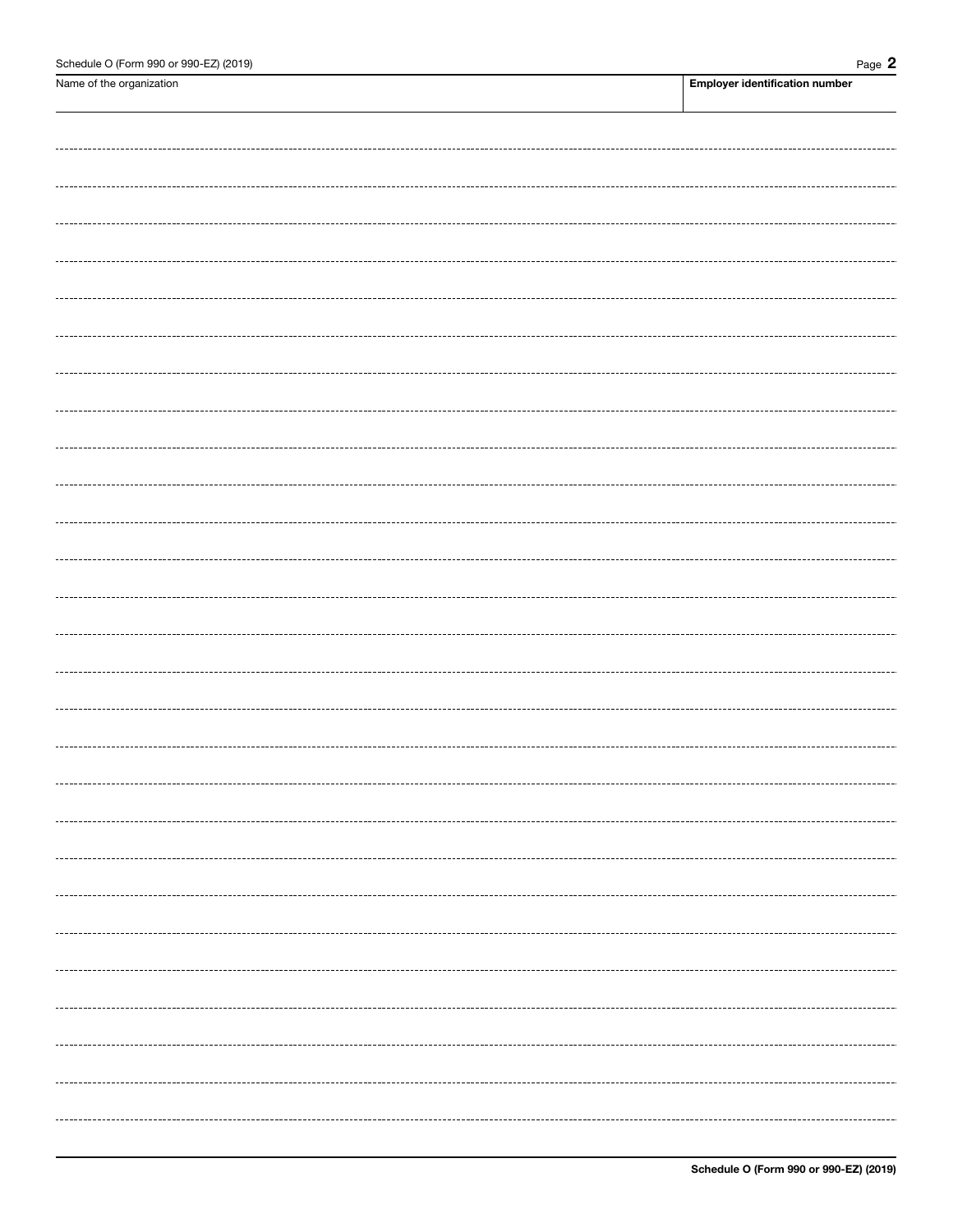| Name of the organization | Employer identification number |
| --- | --- |
| | |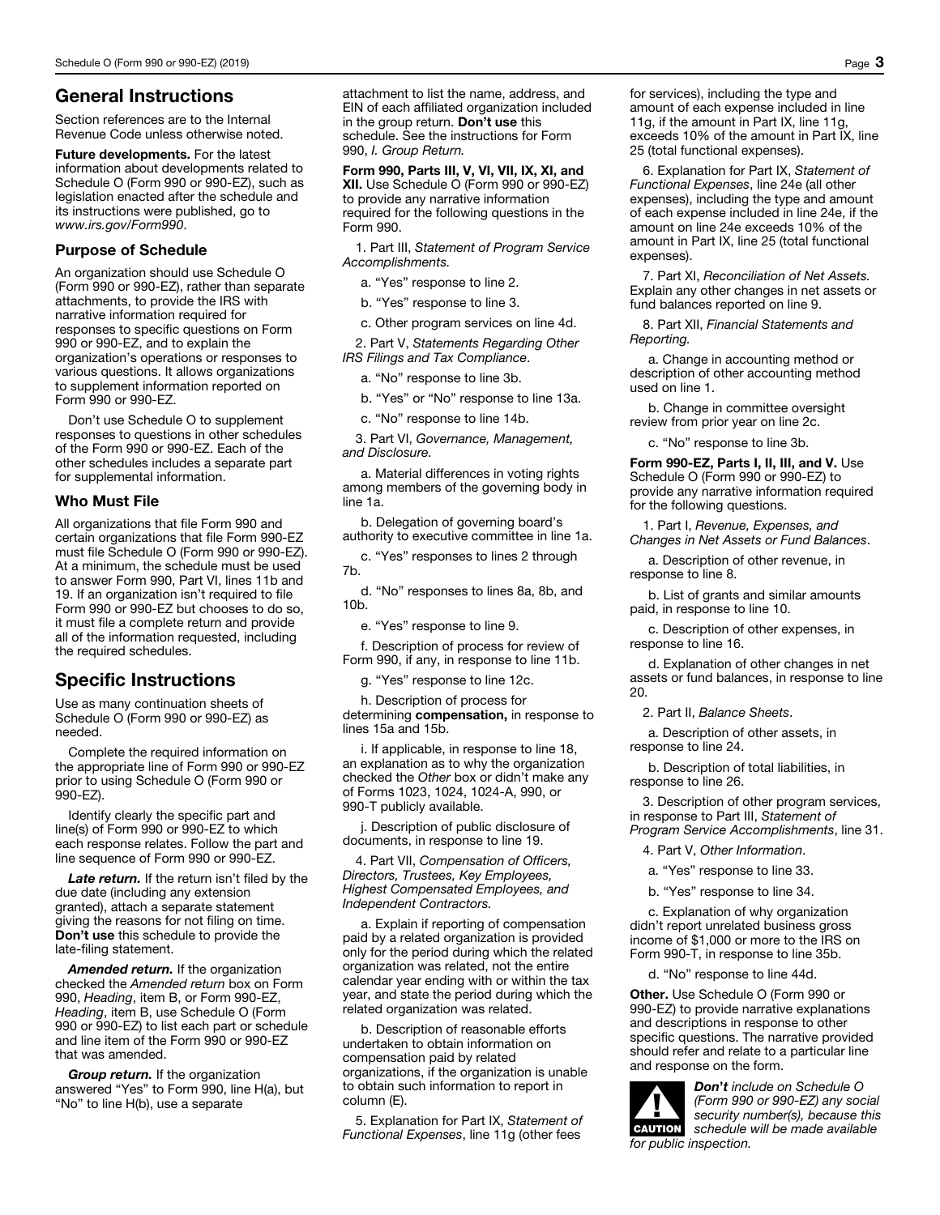## General Instructions

Section references are to the Internal Revenue Code unless otherwise noted.

**Future developments.** For the latest information about developments related to Schedule O (Form 990 or 990-EZ), such as legislation enacted after the schedule and its instructions were published, go to *www.irs.gov/Form990*.

### Purpose of Schedule

An organization should use Schedule O (Form 990 or 990-EZ), rather than separate attachments, to provide the IRS with narrative information required for responses to specific questions on Form 990 or 990-EZ, and to explain the organization's operations or responses to various questions. It allows organizations to supplement information reported on Form 990 or 990-EZ.

Don't use Schedule O to supplement responses to questions in other schedules of the Form 990 or 990-EZ. Each of the other schedules includes a separate part for supplemental information.

### Who Must File

All organizations that file Form 990 and certain organizations that file Form 990-EZ must file Schedule O (Form 990 or 990-EZ). At a minimum, the schedule must be used to answer Form 990, Part VI, lines 11b and 19. If an organization isn't required to file Form 990 or 990-EZ but chooses to do so, it must file a complete return and provide all of the information requested, including the required schedules.

## Specific Instructions

Use as many continuation sheets of Schedule O (Form 990 or 990-EZ) as needed.

Complete the required information on the appropriate line of Form 990 or 990-EZ prior to using Schedule O (Form 990 or 990-EZ).

Identify clearly the specific part and line(s) of Form 990 or 990-EZ to which each response relates. Follow the part and line sequence of Form 990 or 990-EZ.

***Late return.*** If the return isn't filed by the due date (including any extension granted), attach a separate statement giving the reasons for not filing on time. **Don't use** this schedule to provide the late-filing statement.

***Amended return.*** If the organization checked the *Amended return* box on Form 990, *Heading*, item B, or Form 990-EZ, *Heading*, item B, use Schedule O (Form 990 or 990-EZ) to list each part or schedule and line item of the Form 990 or 990-EZ that was amended.

***Group return.*** If the organization answered "Yes" to Form 990, line H(a), but "No" to line H(b), use a separate attachment to list the name, address, and EIN of each affiliated organization included in the group return. **Don't use** this schedule. See the instructions for Form 990, *I. Group Return.*

**Form 990, Parts III, V, VI, VII, IX, XI, and XII.** Use Schedule O (Form 990 or 990-EZ) to provide any narrative information required for the following questions in the Form 990.

1. Part III, *Statement of Program Service Accomplishments.*

   a. "Yes" response to line 2.

   b. "Yes" response to line 3.

   c. Other program services on line 4d.

2. Part V, *Statements Regarding Other IRS Filings and Tax Compliance*.

   a. "No" response to line 3b.

   b. "Yes" or "No" response to line 13a.

   c. "No" response to line 14b.

3. Part VI, *Governance, Management, and Disclosure.*

   a. Material differences in voting rights among members of the governing body in line 1a.

   b. Delegation of governing board's authority to executive committee in line 1a.

   c. "Yes" responses to lines 2 through 7b.

   d. "No" responses to lines 8a, 8b, and 10b.

   e. "Yes" response to line 9.

   f. Description of process for review of Form 990, if any, in response to line 11b.

   g. "Yes" response to line 12c.

   h. Description of process for determining **compensation,** in response to lines 15a and 15b.

   i. If applicable, in response to line 18, an explanation as to why the organization checked the *Other* box or didn't make any of Forms 1023, 1024, 1024-A, 990, or 990-T publicly available.

   j. Description of public disclosure of documents, in response to line 19.

4. Part VII, *Compensation of Officers, Directors, Trustees, Key Employees, Highest Compensated Employees, and Independent Contractors.*

   a. Explain if reporting of compensation paid by a related organization is provided only for the period during which the related organization was related, not the entire calendar year ending with or within the tax year, and state the period during which the related organization was related.

   b. Description of reasonable efforts undertaken to obtain information on compensation paid by related organizations, if the organization is unable to obtain such information to report in column (E).

5. Explanation for Part IX, *Statement of Functional Expenses*, line 11g (other fees for services), including the type and amount of each expense included in line 11g, if the amount in Part IX, line 11g, exceeds 10% of the amount in Part IX, line 25 (total functional expenses).

6. Explanation for Part IX, *Statement of Functional Expenses*, line 24e (all other expenses), including the type and amount of each expense included in line 24e, if the amount on line 24e exceeds 10% of the amount in Part IX, line 25 (total functional expenses).

7. Part XI, *Reconciliation of Net Assets.* Explain any other changes in net assets or fund balances reported on line 9.

8. Part XII, *Financial Statements and Reporting.*

   a. Change in accounting method or description of other accounting method used on line 1.

   b. Change in committee oversight review from prior year on line 2c.

   c. "No" response to line 3b.

**Form 990-EZ, Parts I, II, III, and V.** Use Schedule O (Form 990 or 990-EZ) to provide any narrative information required for the following questions.

1. Part I, *Revenue, Expenses, and Changes in Net Assets or Fund Balances*.

   a. Description of other revenue, in response to line 8.

   b. List of grants and similar amounts paid, in response to line 10.

   c. Description of other expenses, in response to line 16.

   d. Explanation of other changes in net assets or fund balances, in response to line 20.

2. Part II, *Balance Sheets*.

   a. Description of other assets, in response to line 24.

   b. Description of total liabilities, in response to line 26.

3. Description of other program services, in response to Part III, *Statement of Program Service Accomplishments*, line 31.

4. Part V, *Other Information*.

   a. "Yes" response to line 33.

   b. "Yes" response to line 34.

   c. Explanation of why organization didn't report unrelated business gross income of $1,000 or more to the IRS on Form 990-T, in response to line 35b.

   d. "No" response to line 44d.

**Other.** Use Schedule O (Form 990 or 990-EZ) to provide narrative explanations and descriptions in response to other specific questions. The narrative provided should refer and relate to a particular line and response on the form.

**CAUTION** ***Don't*** *include on Schedule O (Form 990 or 990-EZ) any social security number(s), because this schedule will be made available for public inspection.*